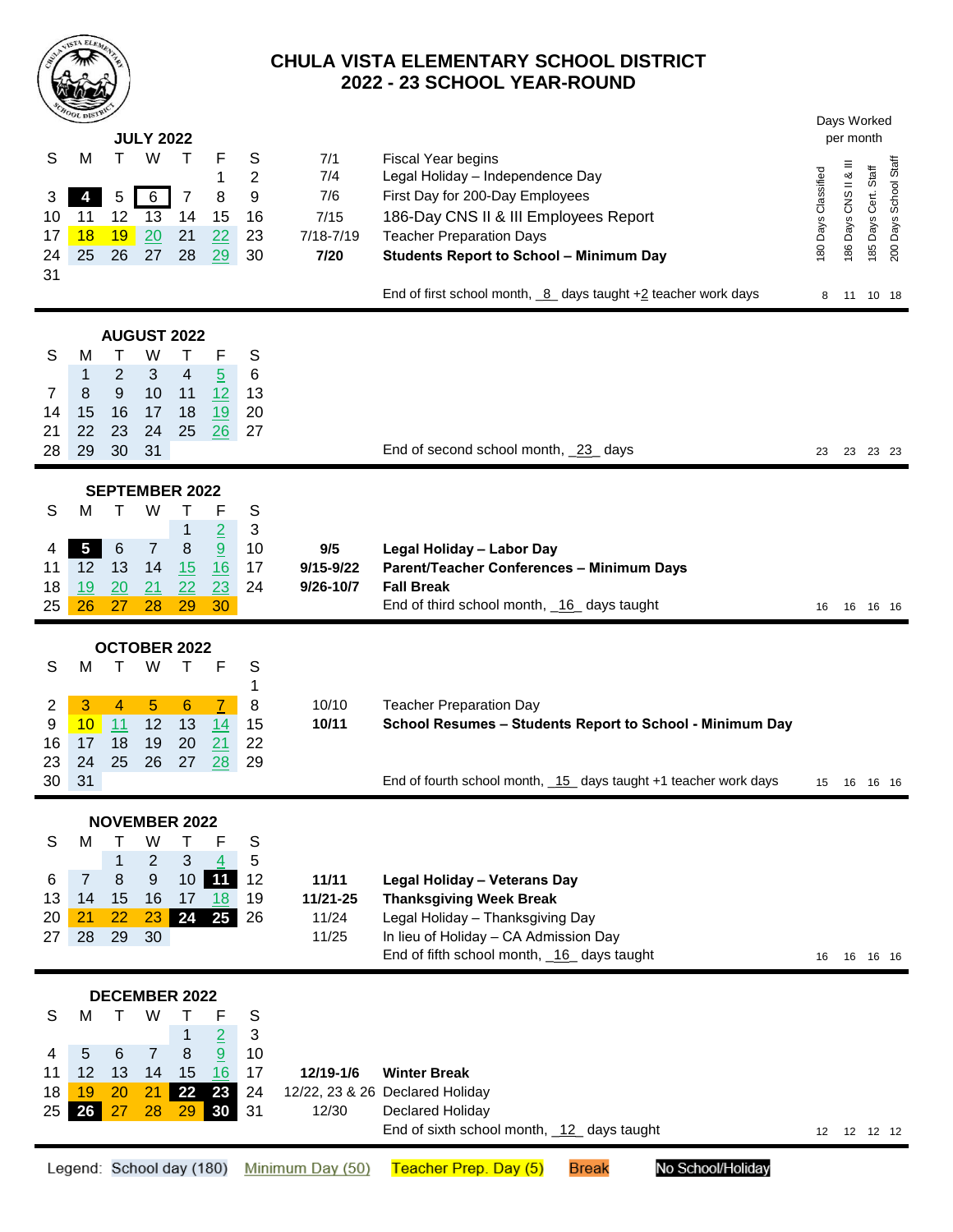# CHULA VISTA ELEMENTARY SCHOOL DISTRICT
## 2022 - 23 SCHOOL YEAR-ROUND

Days Worked per month

### JULY 2022

| S | M | T | W | T | F | S |
|---|---|---|---|---|---|---|
| | | | | | 1 | 2 |
| 3 | 4 | 5 | 6 | 7 | 8 | 9 |
| 10 | 11 | 12 | 13 | 14 | 15 | 16 |
| 17 | 18 | 19 | 20 | 21 | 22 | 23 |
| 24 | 25 | 26 | 27 | 28 | 29 | 30 |
| 31 | | | | | | |

| Date | Event | 180 Days Classified | 186 Days CNS II & III | 185 Days Cert. Staff | 200 Days School Staff |
|---|---|---|---|---|---|
| 7/1 | Fiscal Year begins | | | | |
| 7/4 | Legal Holiday – Independence Day | | | | |
| 7/6 | First Day for 200-Day Employees | | | | |
| 7/15 | 186-Day CNS II & III Employees Report | | | | |
| 7/18-7/19 | Teacher Preparation Days | | | | |
| **7/20** | **Students Report to School – Minimum Day** | | | | |
| | End of first school month, _8_ days taught +2 teacher work days | 8 | 11 | 10 | 18 |

### AUGUST 2022

| S | M | T | W | T | F | S |
|---|---|---|---|---|---|---|
| | 1 | 2 | 3 | 4 | 5 | 6 |
| 7 | 8 | 9 | 10 | 11 | 12 | 13 |
| 14 | 15 | 16 | 17 | 18 | 19 | 20 |
| 21 | 22 | 23 | 24 | 25 | 26 | 27 |
| 28 | 29 | 30 | 31 | | | |

| Date | Event | 180 Days Classified | 186 Days CNS II & III | 185 Days Cert. Staff | 200 Days School Staff |
|---|---|---|---|---|---|
| | End of second school month, _23_ days | 23 | 23 | 23 | 23 |

### SEPTEMBER 2022

| S | M | T | W | T | F | S |
|---|---|---|---|---|---|---|
| | | | | 1 | 2 | 3 |
| 4 | 5 | 6 | 7 | 8 | 9 | 10 |
| 11 | 12 | 13 | 14 | 15 | 16 | 17 |
| 18 | 19 | 20 | 21 | 22 | 23 | 24 |
| 25 | 26 | 27 | 28 | 29 | 30 | |

| Date | Event | 180 Days Classified | 186 Days CNS II & III | 185 Days Cert. Staff | 200 Days School Staff |
|---|---|---|---|---|---|
| **9/5** | **Legal Holiday – Labor Day** | | | | |
| **9/15-9/22** | **Parent/Teacher Conferences – Minimum Days** | | | | |
| **9/26-10/7** | **Fall Break** | | | | |
| | End of third school month, _16_ days taught | 16 | 16 | 16 | 16 |

### OCTOBER 2022

| S | M | T | W | T | F | S |
|---|---|---|---|---|---|---|
| | | | | | | 1 |
| 2 | 3 | 4 | 5 | 6 | 7 | 8 |
| 9 | 10 | 11 | 12 | 13 | 14 | 15 |
| 16 | 17 | 18 | 19 | 20 | 21 | 22 |
| 23 | 24 | 25 | 26 | 27 | 28 | 29 |
| 30 | 31 | | | | | |

| Date | Event | 180 Days Classified | 186 Days CNS II & III | 185 Days Cert. Staff | 200 Days School Staff |
|---|---|---|---|---|---|
| 10/10 | Teacher Preparation Day | | | | |
| **10/11** | **School Resumes – Students Report to School - Minimum Day** | | | | |
| | End of fourth school month, _15_ days taught +1 teacher work days | 15 | 16 | 16 | 16 |

### NOVEMBER 2022

| S | M | T | W | T | F | S |
|---|---|---|---|---|---|---|
| | | 1 | 2 | 3 | 4 | 5 |
| 6 | 7 | 8 | 9 | 10 | 11 | 12 |
| 13 | 14 | 15 | 16 | 17 | 18 | 19 |
| 20 | 21 | 22 | 23 | 24 | 25 | 26 |
| 27 | 28 | 29 | 30 | | | |

| Date | Event | 180 Days Classified | 186 Days CNS II & III | 185 Days Cert. Staff | 200 Days School Staff |
|---|---|---|---|---|---|
| **11/11** | **Legal Holiday – Veterans Day** | | | | |
| **11/21-25** | **Thanksgiving Week Break** | | | | |
| 11/24 | Legal Holiday – Thanksgiving Day | | | | |
| 11/25 | In lieu of Holiday – CA Admission Day | | | | |
| | End of fifth school month, _16_ days taught | 16 | 16 | 16 | 16 |

### DECEMBER 2022

| S | M | T | W | T | F | S |
|---|---|---|---|---|---|---|
| | | | | 1 | 2 | 3 |
| 4 | 5 | 6 | 7 | 8 | 9 | 10 |
| 11 | 12 | 13 | 14 | 15 | 16 | 17 |
| 18 | 19 | 20 | 21 | 22 | 23 | 24 |
| 25 | 26 | 27 | 28 | 29 | 30 | 31 |

| Date | Event | 180 Days Classified | 186 Days CNS II & III | 185 Days Cert. Staff | 200 Days School Staff |
|---|---|---|---|---|---|
| **12/19-1/6** | **Winter Break** | | | | |
| 12/22, 23 & 26 | Declared Holiday | | | | |
| 12/30 | Declared Holiday | | | | |
| | End of sixth school month, _12_ days taught | 12 | 12 | 12 | 12 |

Legend: School day (180) | Minimum Day (50) | Teacher Prep. Day (5) | Break | No School/Holiday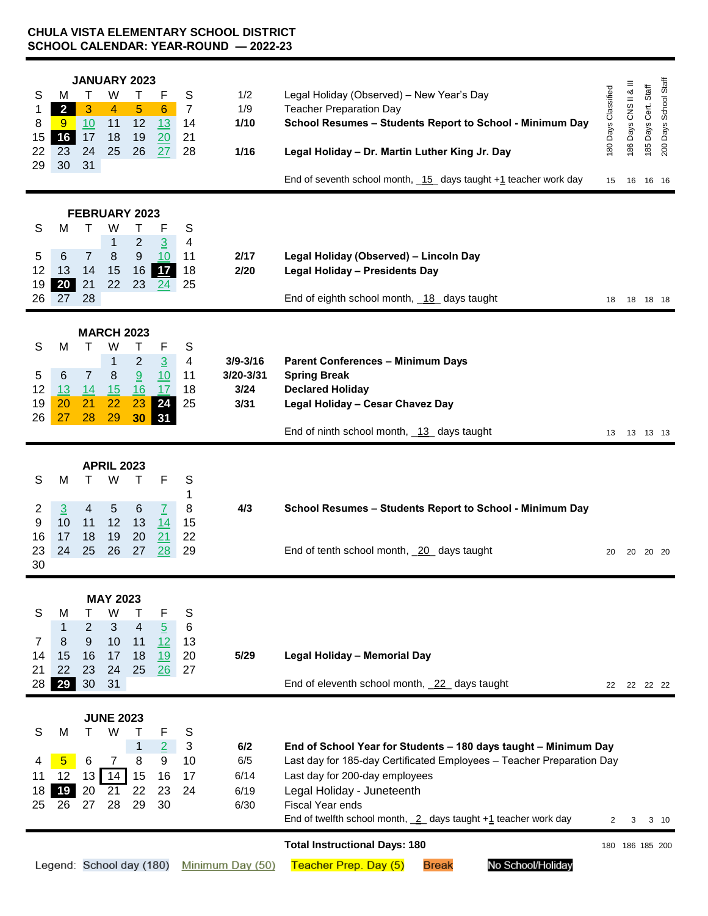**CHULA VISTA ELEMENTARY SCHOOL DISTRICT**
**SCHOOL CALENDAR: YEAR-ROUND — 2022-23**

### JANUARY 2023

| S | M | T | W | T | F | S |
|---|---|---|---|---|---|---|
| 1 | 2 | 3 | 4 | 5 | 6 | 7 |
| 8 | 9 | 10 | 11 | 12 | 13 | 14 |
| 15 | 16 | 17 | 18 | 19 | 20 | 21 |
| 22 | 23 | 24 | 25 | 26 | 27 | 28 |
| 29 | 30 | 31 | | | | |

| Date | Event |
|---|---|
| 1/2 | Legal Holiday (Observed) – New Year's Day |
| 1/9 | Teacher Preparation Day |
| **1/10** | **School Resumes – Students Report to School - Minimum Day** |
| **1/16** | **Legal Holiday – Dr. Martin Luther King Jr. Day** |

End of seventh school month, _15_ days taught +1 teacher work day

| 180 Days Classified | 186 Days CNS II & III | 185 Days Cert. Staff | 200 Days School Staff |
|---|---|---|---|
| 15 | 16 | 16 | 16 |

### FEBRUARY 2023

| S | M | T | W | T | F | S |
|---|---|---|---|---|---|---|
| | | | 1 | 2 | 3 | 4 |
| 5 | 6 | 7 | 8 | 9 | 10 | 11 |
| 12 | 13 | 14 | 15 | 16 | 17 | 18 |
| 19 | 20 | 21 | 22 | 23 | 24 | 25 |
| 26 | 27 | 28 | | | | |

| Date | Event |
|---|---|
| **2/17** | **Legal Holiday (Observed) – Lincoln Day** |
| **2/20** | **Legal Holiday – Presidents Day** |

End of eighth school month, _18_ days taught

| 180 Days Classified | 186 Days CNS II & III | 185 Days Cert. Staff | 200 Days School Staff |
|---|---|---|---|
| 18 | 18 | 18 | 18 |

### MARCH 2023

| S | M | T | W | T | F | S |
|---|---|---|---|---|---|---|
| | | | 1 | 2 | 3 | 4 |
| 5 | 6 | 7 | 8 | 9 | 10 | 11 |
| 12 | 13 | 14 | 15 | 16 | 17 | 18 |
| 19 | 20 | 21 | 22 | 23 | 24 | 25 |
| 26 | 27 | 28 | 29 | 30 | 31 | |

| Date | Event |
|---|---|
| **3/9-3/16** | **Parent Conferences – Minimum Days** |
| **3/20-3/31** | **Spring Break** |
| **3/24** | **Declared Holiday** |
| **3/31** | **Legal Holiday – Cesar Chavez Day** |

End of ninth school month, _13_ days taught

| 180 Days Classified | 186 Days CNS II & III | 185 Days Cert. Staff | 200 Days School Staff |
|---|---|---|---|
| 13 | 13 | 13 | 13 |

### APRIL 2023

| S | M | T | W | T | F | S |
|---|---|---|---|---|---|---|
| | | | | | | 1 |
| 2 | 3 | 4 | 5 | 6 | 7 | 8 |
| 9 | 10 | 11 | 12 | 13 | 14 | 15 |
| 16 | 17 | 18 | 19 | 20 | 21 | 22 |
| 23 | 24 | 25 | 26 | 27 | 28 | 29 |
| 30 | | | | | | |

| Date | Event |
|---|---|
| **4/3** | **School Resumes – Students Report to School - Minimum Day** |

End of tenth school month, _20_ days taught

| 180 Days Classified | 186 Days CNS II & III | 185 Days Cert. Staff | 200 Days School Staff |
|---|---|---|---|
| 20 | 20 | 20 | 20 |

### MAY 2023

| S | M | T | W | T | F | S |
|---|---|---|---|---|---|---|
| | 1 | 2 | 3 | 4 | 5 | 6 |
| 7 | 8 | 9 | 10 | 11 | 12 | 13 |
| 14 | 15 | 16 | 17 | 18 | 19 | 20 |
| 21 | 22 | 23 | 24 | 25 | 26 | 27 |
| 28 | 29 | 30 | 31 | | | |

| Date | Event |
|---|---|
| **5/29** | **Legal Holiday – Memorial Day** |

End of eleventh school month, _22_ days taught

| 180 Days Classified | 186 Days CNS II & III | 185 Days Cert. Staff | 200 Days School Staff |
|---|---|---|---|
| 22 | 22 | 22 | 22 |

### JUNE 2023

| S | M | T | W | T | F | S |
|---|---|---|---|---|---|---|
| | | | | 1 | 2 | 3 |
| 4 | 5 | 6 | 7 | 8 | 9 | 10 |
| 11 | 12 | 13 | 14 | 15 | 16 | 17 |
| 18 | 19 | 20 | 21 | 22 | 23 | 24 |
| 25 | 26 | 27 | 28 | 29 | 30 | |

| Date | Event |
|---|---|
| **6/2** | **End of School Year for Students – 180 days taught – Minimum Day** |
| 6/5 | Last day for 185-day Certificated Employees – Teacher Preparation Day |
| 6/14 | Last day for 200-day employees |
| 6/19 | Legal Holiday - Juneteenth |
| 6/30 | Fiscal Year ends |

End of twelfth school month, _2_ days taught +1 teacher work day

| 180 Days Classified | 186 Days CNS II & III | 185 Days Cert. Staff | 200 Days School Staff |
|---|---|---|---|
| 2 | 3 | 3 | 10 |

**Total Instructional Days: 180**

| 180 Days Classified | 186 Days CNS II & III | 185 Days Cert. Staff | 200 Days School Staff |
|---|---|---|---|
| 180 | 186 | 185 | 200 |

Legend: School day (180) Minimum Day (50) Teacher Prep. Day (5) Break No School/Holiday